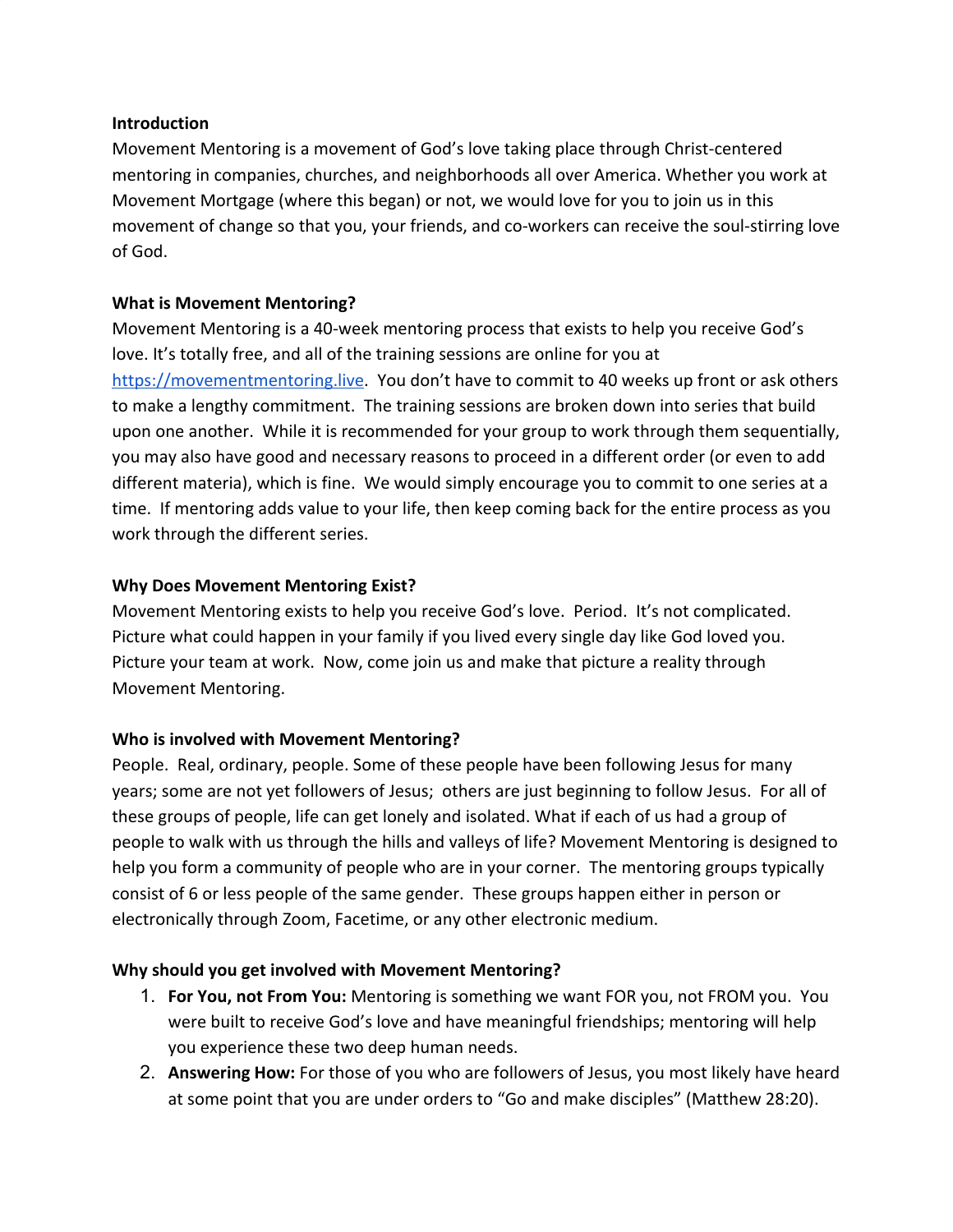**Introduction**

Movement Mentoring is a movement of God's love taking place through Christ-centered mentoring in companies, churches, and neighborhoods all over America. Whether you work at Movement Mortgage (where this began) or not, we would love for you to join us in this movement of change so that you, your friends, and co-workers can receive the soul-stirring love of God.

**What is Movement Mentoring?**

Movement Mentoring is a 40-week mentoring process that exists to help you receive God's love. It's totally free, and all of the training sessions are online for you at https://movementmentoring.live. You don't have to commit to 40 weeks up front or ask others to make a lengthy commitment. The training sessions are broken down into series that build upon one another. While it is recommended for your group to work through them sequentially, you may also have good and necessary reasons to proceed in a different order (or even to add different materia), which is fine. We would simply encourage you to commit to one series at a time. If mentoring adds value to your life, then keep coming back for the entire process as you work through the different series.

**Why Does Movement Mentoring Exist?**

Movement Mentoring exists to help you receive God's love. Period. It's not complicated. Picture what could happen in your family if you lived every single day like God loved you. Picture your team at work. Now, come join us and make that picture a reality through Movement Mentoring.

**Who is involved with Movement Mentoring?**

People. Real, ordinary, people. Some of these people have been following Jesus for many years; some are not yet followers of Jesus; others are just beginning to follow Jesus. For all of these groups of people, life can get lonely and isolated. What if each of us had a group of people to walk with us through the hills and valleys of life? Movement Mentoring is designed to help you form a community of people who are in your corner. The mentoring groups typically consist of 6 or less people of the same gender. These groups happen either in person or electronically through Zoom, Facetime, or any other electronic medium.

**Why should you get involved with Movement Mentoring?**

1. **For You, not From You:** Mentoring is something we want FOR you, not FROM you. You were built to receive God's love and have meaningful friendships; mentoring will help you experience these two deep human needs.
2. **Answering How:** For those of you who are followers of Jesus, you most likely have heard at some point that you are under orders to "Go and make disciples" (Matthew 28:20).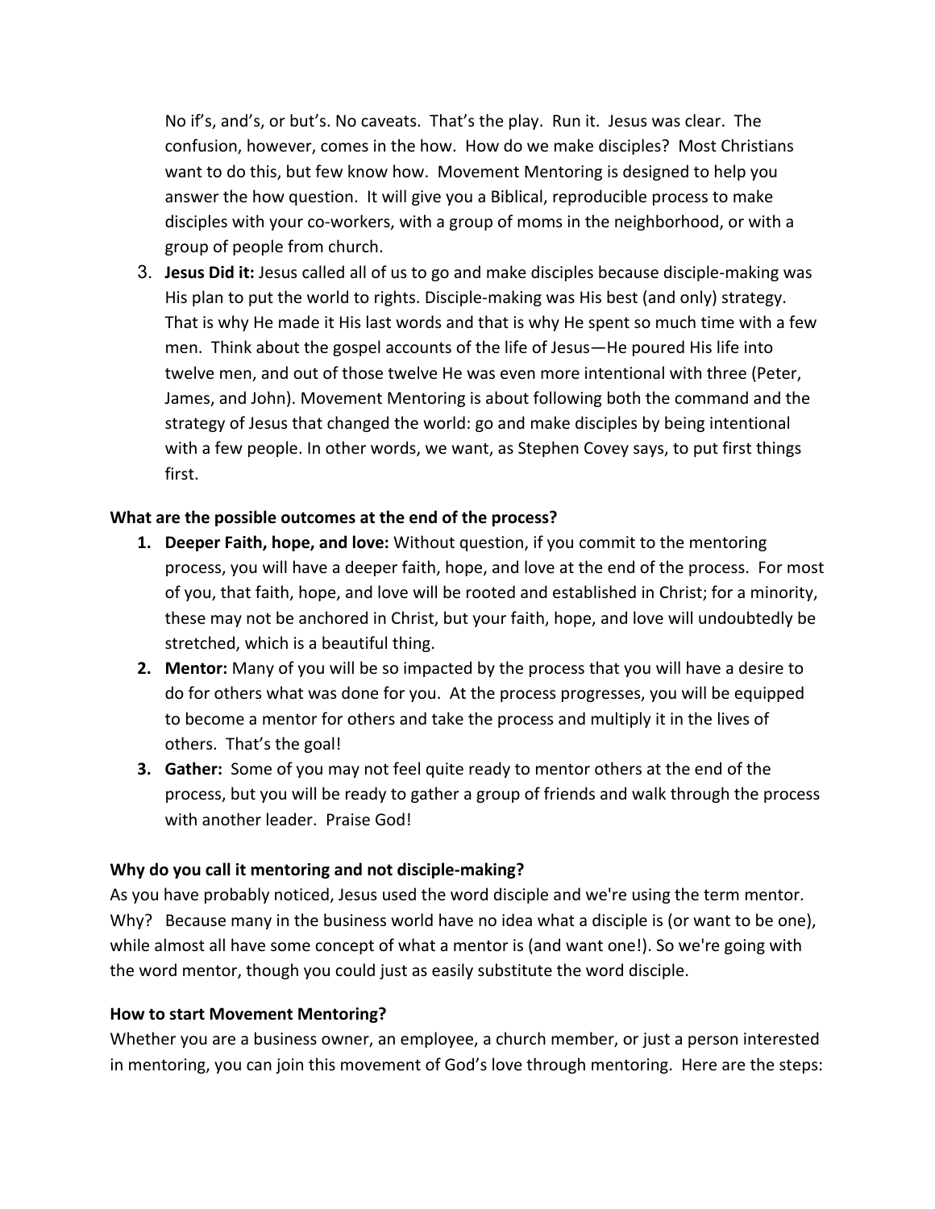No if's, and's, or but's. No caveats. That's the play. Run it. Jesus was clear. The confusion, however, comes in the how. How do we make disciples? Most Christians want to do this, but few know how. Movement Mentoring is designed to help you answer the how question. It will give you a Biblical, reproducible process to make disciples with your co-workers, with a group of moms in the neighborhood, or with a group of people from church.

3. **Jesus Did it:** Jesus called all of us to go and make disciples because disciple-making was His plan to put the world to rights. Disciple-making was His best (and only) strategy. That is why He made it His last words and that is why He spent so much time with a few men. Think about the gospel accounts of the life of Jesus—He poured His life into twelve men, and out of those twelve He was even more intentional with three (Peter, James, and John). Movement Mentoring is about following both the command and the strategy of Jesus that changed the world: go and make disciples by being intentional with a few people. In other words, we want, as Stephen Covey says, to put first things first.

**What are the possible outcomes at the end of the process?**

1. **Deeper Faith, hope, and love:** Without question, if you commit to the mentoring process, you will have a deeper faith, hope, and love at the end of the process. For most of you, that faith, hope, and love will be rooted and established in Christ; for a minority, these may not be anchored in Christ, but your faith, hope, and love will undoubtedly be stretched, which is a beautiful thing.
2. **Mentor:** Many of you will be so impacted by the process that you will have a desire to do for others what was done for you. At the process progresses, you will be equipped to become a mentor for others and take the process and multiply it in the lives of others. That's the goal!
3. **Gather:** Some of you may not feel quite ready to mentor others at the end of the process, but you will be ready to gather a group of friends and walk through the process with another leader. Praise God!

**Why do you call it mentoring and not disciple-making?**

As you have probably noticed, Jesus used the word disciple and we're using the term mentor. Why? Because many in the business world have no idea what a disciple is (or want to be one), while almost all have some concept of what a mentor is (and want one!). So we're going with the word mentor, though you could just as easily substitute the word disciple.

**How to start Movement Mentoring?**

Whether you are a business owner, an employee, a church member, or just a person interested in mentoring, you can join this movement of God's love through mentoring. Here are the steps: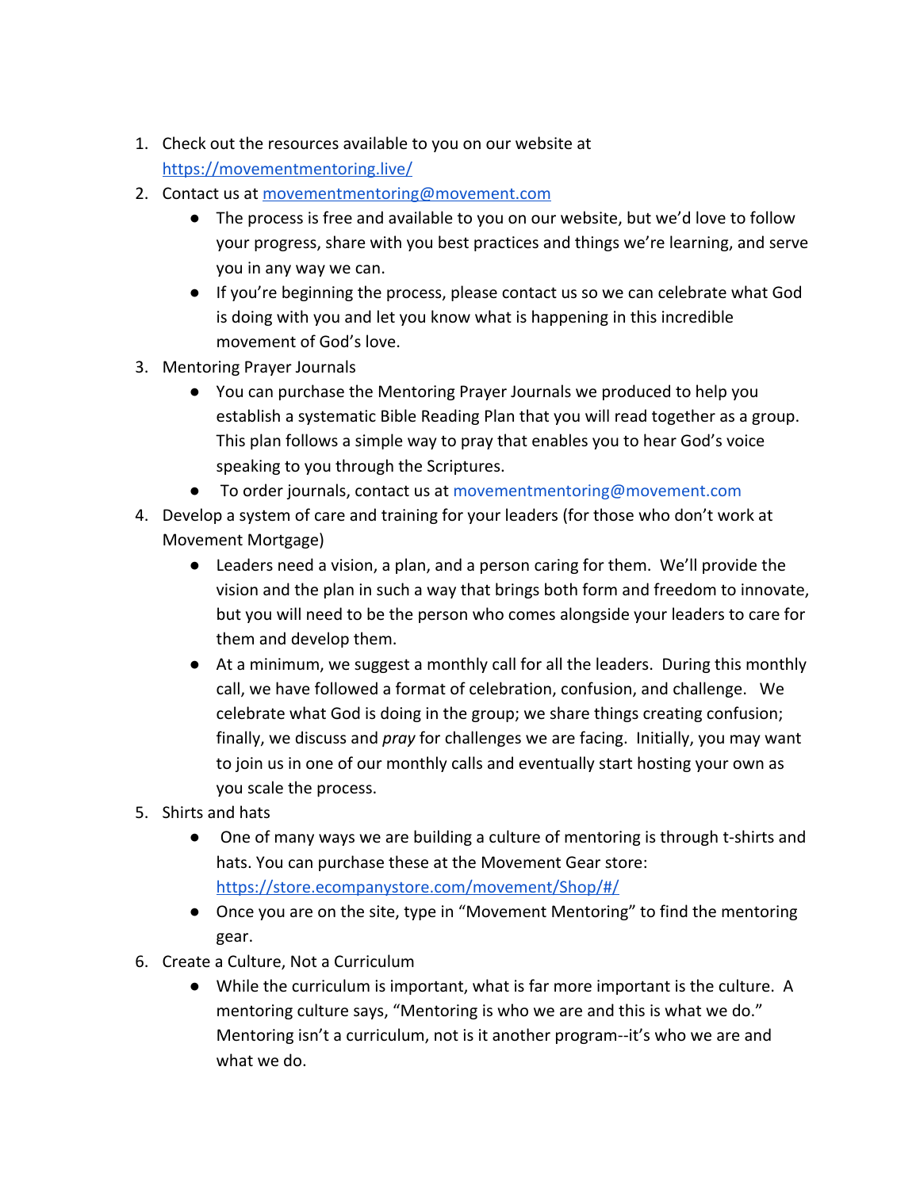1. Check out the resources available to you on our website at https://movementmentoring.live/
2. Contact us at movementmentoring@movement.com
    - The process is free and available to you on our website, but we'd love to follow your progress, share with you best practices and things we're learning, and serve you in any way we can.
    - If you're beginning the process, please contact us so we can celebrate what God is doing with you and let you know what is happening in this incredible movement of God's love.
3. Mentoring Prayer Journals
    - You can purchase the Mentoring Prayer Journals we produced to help you establish a systematic Bible Reading Plan that you will read together as a group. This plan follows a simple way to pray that enables you to hear God's voice speaking to you through the Scriptures.
    - To order journals, contact us at movementmentoring@movement.com
4. Develop a system of care and training for your leaders (for those who don't work at Movement Mortgage)
    - Leaders need a vision, a plan, and a person caring for them. We'll provide the vision and the plan in such a way that brings both form and freedom to innovate, but you will need to be the person who comes alongside your leaders to care for them and develop them.
    - At a minimum, we suggest a monthly call for all the leaders. During this monthly call, we have followed a format of celebration, confusion, and challenge. We celebrate what God is doing in the group; we share things creating confusion; finally, we discuss and *pray* for challenges we are facing. Initially, you may want to join us in one of our monthly calls and eventually start hosting your own as you scale the process.
5. Shirts and hats
    - One of many ways we are building a culture of mentoring is through t-shirts and hats. You can purchase these at the Movement Gear store: https://store.ecompanystore.com/movement/Shop/#/
    - Once you are on the site, type in "Movement Mentoring" to find the mentoring gear.
6. Create a Culture, Not a Curriculum
    - While the curriculum is important, what is far more important is the culture. A mentoring culture says, "Mentoring is who we are and this is what we do." Mentoring isn't a curriculum, not is it another program--it's who we are and what we do.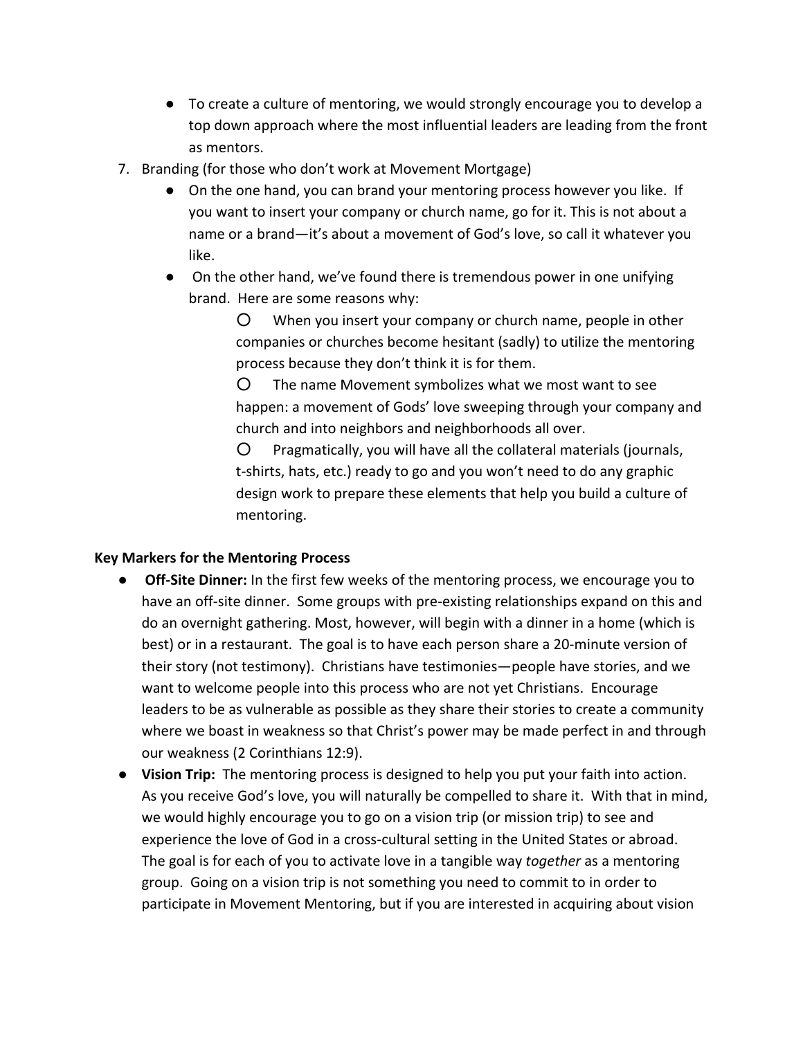- To create a culture of mentoring, we would strongly encourage you to develop a top down approach where the most influential leaders are leading from the front as mentors.

7. Branding (for those who don't work at Movement Mortgage)
   - On the one hand, you can brand your mentoring process however you like. If you want to insert your company or church name, go for it. This is not about a name or a brand—it's about a movement of God's love, so call it whatever you like.
   - On the other hand, we've found there is tremendous power in one unifying brand. Here are some reasons why:
     - When you insert your company or church name, people in other companies or churches become hesitant (sadly) to utilize the mentoring process because they don't think it is for them.
     - The name Movement symbolizes what we most want to see happen: a movement of Gods' love sweeping through your company and church and into neighbors and neighborhoods all over.
     - Pragmatically, you will have all the collateral materials (journals, t-shirts, hats, etc.) ready to go and you won't need to do any graphic design work to prepare these elements that help you build a culture of mentoring.

**Key Markers for the Mentoring Process**

- **Off-Site Dinner:** In the first few weeks of the mentoring process, we encourage you to have an off-site dinner. Some groups with pre-existing relationships expand on this and do an overnight gathering. Most, however, will begin with a dinner in a home (which is best) or in a restaurant. The goal is to have each person share a 20-minute version of their story (not testimony). Christians have testimonies—people have stories, and we want to welcome people into this process who are not yet Christians. Encourage leaders to be as vulnerable as possible as they share their stories to create a community where we boast in weakness so that Christ's power may be made perfect in and through our weakness (2 Corinthians 12:9).
- **Vision Trip:** The mentoring process is designed to help you put your faith into action. As you receive God's love, you will naturally be compelled to share it. With that in mind, we would highly encourage you to go on a vision trip (or mission trip) to see and experience the love of God in a cross-cultural setting in the United States or abroad. The goal is for each of you to activate love in a tangible way *together* as a mentoring group. Going on a vision trip is not something you need to commit to in order to participate in Movement Mentoring, but if you are interested in acquiring about vision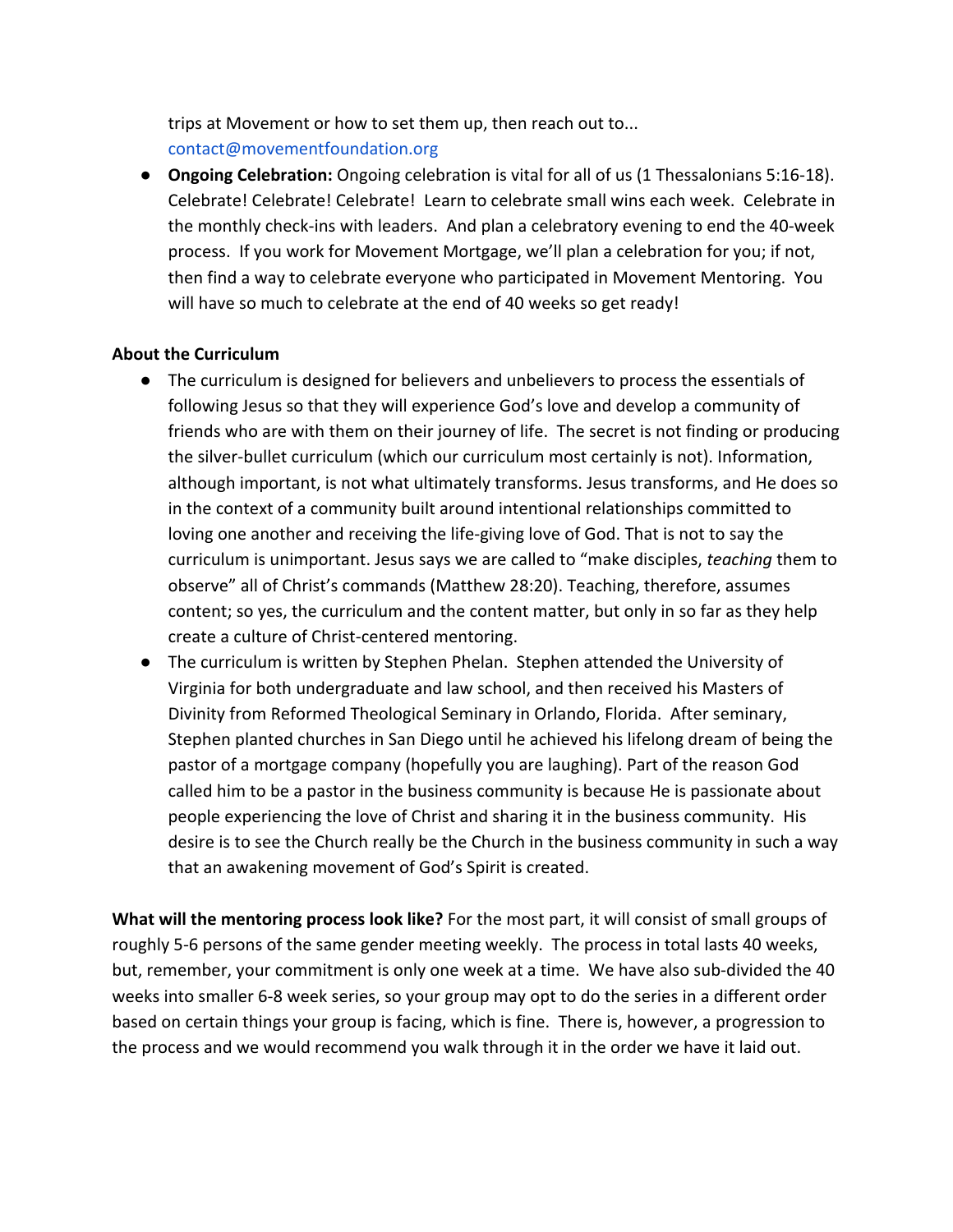trips at Movement or how to set them up, then reach out to... contact@movementfoundation.org

- **Ongoing Celebration:** Ongoing celebration is vital for all of us (1 Thessalonians 5:16-18). Celebrate! Celebrate! Celebrate! Learn to celebrate small wins each week. Celebrate in the monthly check-ins with leaders. And plan a celebratory evening to end the 40-week process. If you work for Movement Mortgage, we'll plan a celebration for you; if not, then find a way to celebrate everyone who participated in Movement Mentoring. You will have so much to celebrate at the end of 40 weeks so get ready!

**About the Curriculum**

- The curriculum is designed for believers and unbelievers to process the essentials of following Jesus so that they will experience God's love and develop a community of friends who are with them on their journey of life. The secret is not finding or producing the silver-bullet curriculum (which our curriculum most certainly is not). Information, although important, is not what ultimately transforms. Jesus transforms, and He does so in the context of a community built around intentional relationships committed to loving one another and receiving the life-giving love of God. That is not to say the curriculum is unimportant. Jesus says we are called to "make disciples, *teaching* them to observe" all of Christ's commands (Matthew 28:20). Teaching, therefore, assumes content; so yes, the curriculum and the content matter, but only in so far as they help create a culture of Christ-centered mentoring.
- The curriculum is written by Stephen Phelan. Stephen attended the University of Virginia for both undergraduate and law school, and then received his Masters of Divinity from Reformed Theological Seminary in Orlando, Florida. After seminary, Stephen planted churches in San Diego until he achieved his lifelong dream of being the pastor of a mortgage company (hopefully you are laughing). Part of the reason God called him to be a pastor in the business community is because He is passionate about people experiencing the love of Christ and sharing it in the business community. His desire is to see the Church really be the Church in the business community in such a way that an awakening movement of God's Spirit is created.

**What will the mentoring process look like?** For the most part, it will consist of small groups of roughly 5-6 persons of the same gender meeting weekly. The process in total lasts 40 weeks, but, remember, your commitment is only one week at a time. We have also sub-divided the 40 weeks into smaller 6-8 week series, so your group may opt to do the series in a different order based on certain things your group is facing, which is fine. There is, however, a progression to the process and we would recommend you walk through it in the order we have it laid out.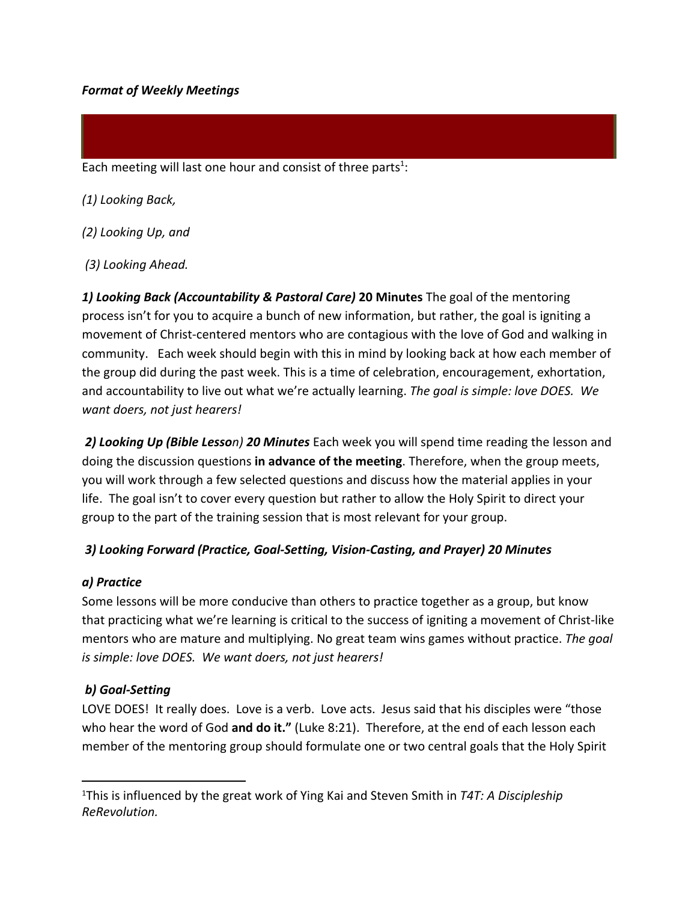***Format of Weekly Meetings***

Each meeting will last one hour and consist of three parts[1]:

*(1) Looking Back,*

*(2) Looking Up, and*

*(3) Looking Ahead.*

***1) Looking Back (Accountability & Pastoral Care)* 20 Minutes** The goal of the mentoring process isn't for you to acquire a bunch of new information, but rather, the goal is igniting a movement of Christ-centered mentors who are contagious with the love of God and walking in community. Each week should begin with this in mind by looking back at how each member of the group did during the past week. This is a time of celebration, encouragement, exhortation, and accountability to live out what we're actually learning. *The goal is simple: love DOES. We want doers, not just hearers!*

***2) Looking Up (Bible Lesso**n) **20 Minutes*** Each week you will spend time reading the lesson and doing the discussion questions **in advance of the meeting**. Therefore, when the group meets, you will work through a few selected questions and discuss how the material applies in your life. The goal isn't to cover every question but rather to allow the Holy Spirit to direct your group to the part of the training session that is most relevant for your group.

***3) Looking Forward (Practice, Goal-Setting, Vision-Casting, and Prayer) 20 Minutes***

***a) Practice***

Some lessons will be more conducive than others to practice together as a group, but know that practicing what we're learning is critical to the success of igniting a movement of Christ-like mentors who are mature and multiplying. No great team wins games without practice. *The goal is simple: love DOES. We want doers, not just hearers!*

***b) Goal-Setting***

LOVE DOES! It really does. Love is a verb. Love acts. Jesus said that his disciples were "those who hear the word of God **and do it."** (Luke 8:21). Therefore, at the end of each lesson each member of the mentoring group should formulate one or two central goals that the Holy Spirit

---

[1]This is influenced by the great work of Ying Kai and Steven Smith in *T4T: A Discipleship ReRevolution.*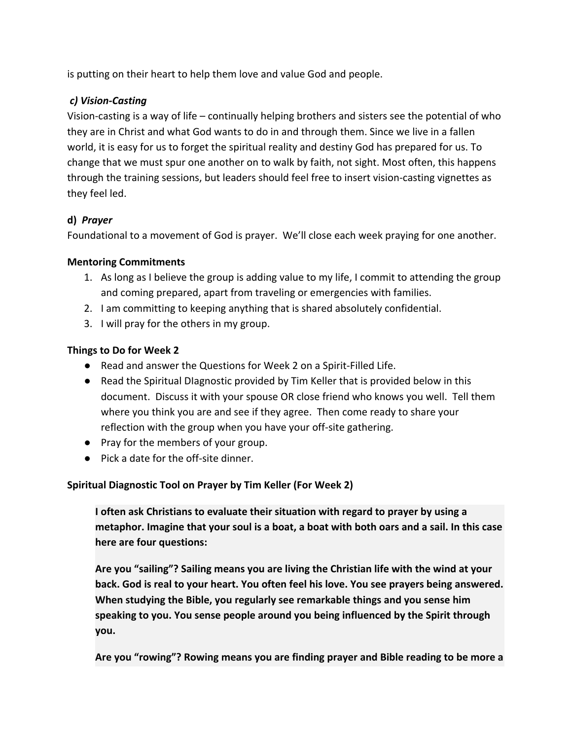is putting on their heart to help them love and value God and people.

***c) Vision-Casting***

Vision-casting is a way of life – continually helping brothers and sisters see the potential of who they are in Christ and what God wants to do in and through them. Since we live in a fallen world, it is easy for us to forget the spiritual reality and destiny God has prepared for us. To change that we must spur one another on to walk by faith, not sight. Most often, this happens through the training sessions, but leaders should feel free to insert vision-casting vignettes as they feel led.

**d) *Prayer***

Foundational to a movement of God is prayer. We'll close each week praying for one another.

**Mentoring Commitments**

1. As long as I believe the group is adding value to my life, I commit to attending the group and coming prepared, apart from traveling or emergencies with families.
2. I am committing to keeping anything that is shared absolutely confidential.
3. I will pray for the others in my group.

**Things to Do for Week 2**

- Read and answer the Questions for Week 2 on a Spirit-Filled Life.
- Read the Spiritual DIagnostic provided by Tim Keller that is provided below in this document. Discuss it with your spouse OR close friend who knows you well. Tell them where you think you are and see if they agree. Then come ready to share your reflection with the group when you have your off-site gathering.
- Pray for the members of your group.
- Pick a date for the off-site dinner.

**Spiritual Diagnostic Tool on Prayer by Tim Keller (For Week 2)**

> **I often ask Christians to evaluate their situation with regard to prayer by using a metaphor. Imagine that your soul is a boat, a boat with both oars and a sail. In this case here are four questions:**
>
> **Are you "sailing"? Sailing means you are living the Christian life with the wind at your back. God is real to your heart. You often feel his love. You see prayers being answered. When studying the Bible, you regularly see remarkable things and you sense him speaking to you. You sense people around you being influenced by the Spirit through you.**
>
> **Are you "rowing"? Rowing means you are finding prayer and Bible reading to be more a**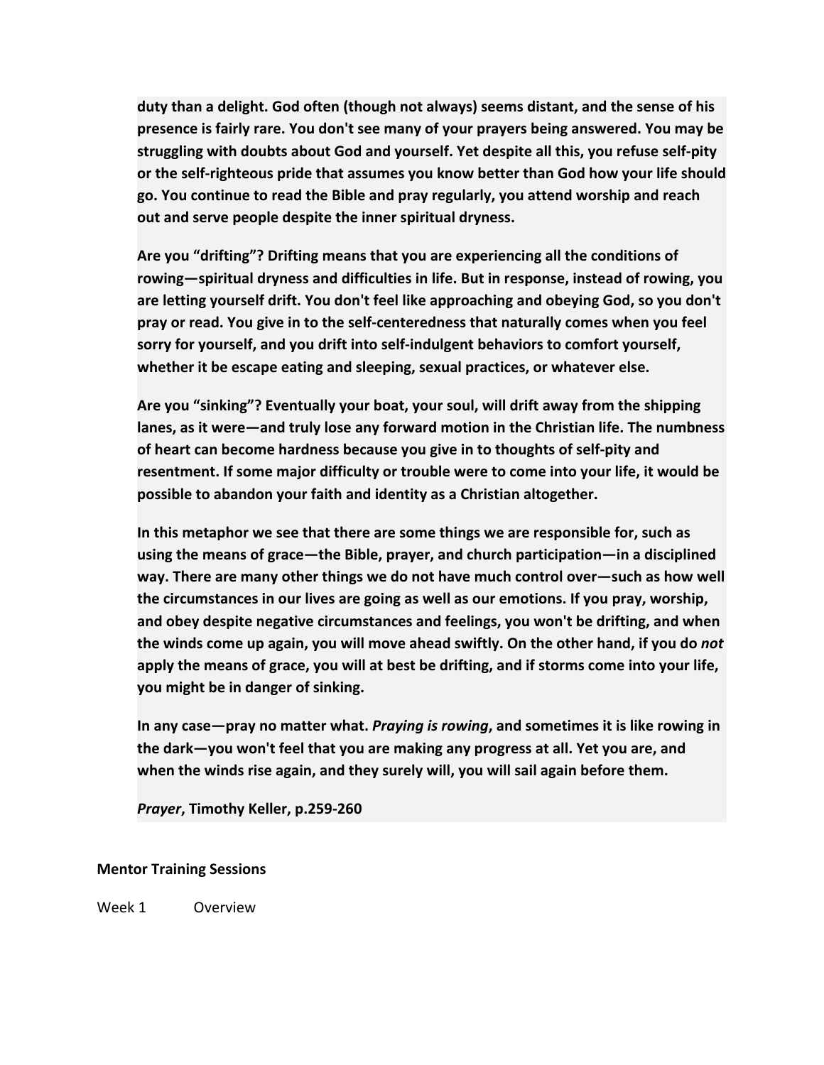**duty than a delight. God often (though not always) seems distant, and the sense of his presence is fairly rare. You don't see many of your prayers being answered. You may be struggling with doubts about God and yourself. Yet despite all this, you refuse self-pity or the self-righteous pride that assumes you know better than God how your life should go. You continue to read the Bible and pray regularly, you attend worship and reach out and serve people despite the inner spiritual dryness.**

**Are you "drifting"? Drifting means that you are experiencing all the conditions of rowing—spiritual dryness and difficulties in life. But in response, instead of rowing, you are letting yourself drift. You don't feel like approaching and obeying God, so you don't pray or read. You give in to the self-centeredness that naturally comes when you feel sorry for yourself, and you drift into self-indulgent behaviors to comfort yourself, whether it be escape eating and sleeping, sexual practices, or whatever else.**

**Are you "sinking"? Eventually your boat, your soul, will drift away from the shipping lanes, as it were—and truly lose any forward motion in the Christian life. The numbness of heart can become hardness because you give in to thoughts of self-pity and resentment. If some major difficulty or trouble were to come into your life, it would be possible to abandon your faith and identity as a Christian altogether.**

**In this metaphor we see that there are some things we are responsible for, such as using the means of grace—the Bible, prayer, and church participation—in a disciplined way. There are many other things we do not have much control over—such as how well the circumstances in our lives are going as well as our emotions. If you pray, worship, and obey despite negative circumstances and feelings, you won't be drifting, and when the winds come up again, you will move ahead swiftly. On the other hand, if you do *not* apply the means of grace, you will at best be drifting, and if storms come into your life, you might be in danger of sinking.**

**In any case—pray no matter what. *Praying is rowing*, and sometimes it is like rowing in the dark—you won't feel that you are making any progress at all. Yet you are, and when the winds rise again, and they surely will, you will sail again before them.**

***Prayer*, Timothy Keller, p.259-260**

**Mentor Training Sessions**

Week 1 Overview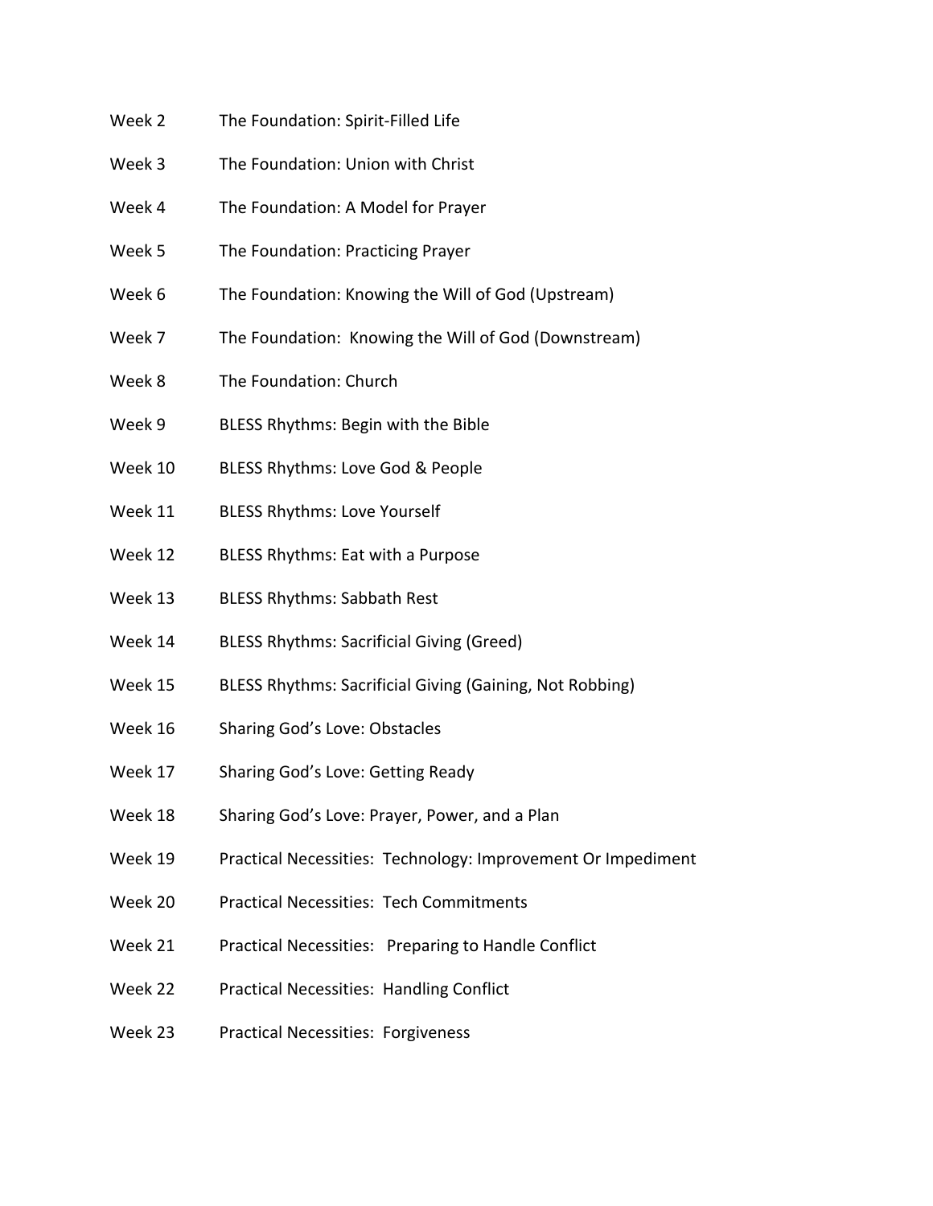| | |
|---|---|
| Week 2 | The Foundation: Spirit-Filled Life |
| Week 3 | The Foundation: Union with Christ |
| Week 4 | The Foundation: A Model for Prayer |
| Week 5 | The Foundation: Practicing Prayer |
| Week 6 | The Foundation: Knowing the Will of God (Upstream) |
| Week 7 | The Foundation: Knowing the Will of God (Downstream) |
| Week 8 | The Foundation: Church |
| Week 9 | BLESS Rhythms: Begin with the Bible |
| Week 10 | BLESS Rhythms: Love God & People |
| Week 11 | BLESS Rhythms: Love Yourself |
| Week 12 | BLESS Rhythms: Eat with a Purpose |
| Week 13 | BLESS Rhythms: Sabbath Rest |
| Week 14 | BLESS Rhythms: Sacrificial Giving (Greed) |
| Week 15 | BLESS Rhythms: Sacrificial Giving (Gaining, Not Robbing) |
| Week 16 | Sharing God's Love: Obstacles |
| Week 17 | Sharing God's Love: Getting Ready |
| Week 18 | Sharing God's Love: Prayer, Power, and a Plan |
| Week 19 | Practical Necessities: Technology: Improvement Or Impediment |
| Week 20 | Practical Necessities: Tech Commitments |
| Week 21 | Practical Necessities: Preparing to Handle Conflict |
| Week 22 | Practical Necessities: Handling Conflict |
| Week 23 | Practical Necessities: Forgiveness |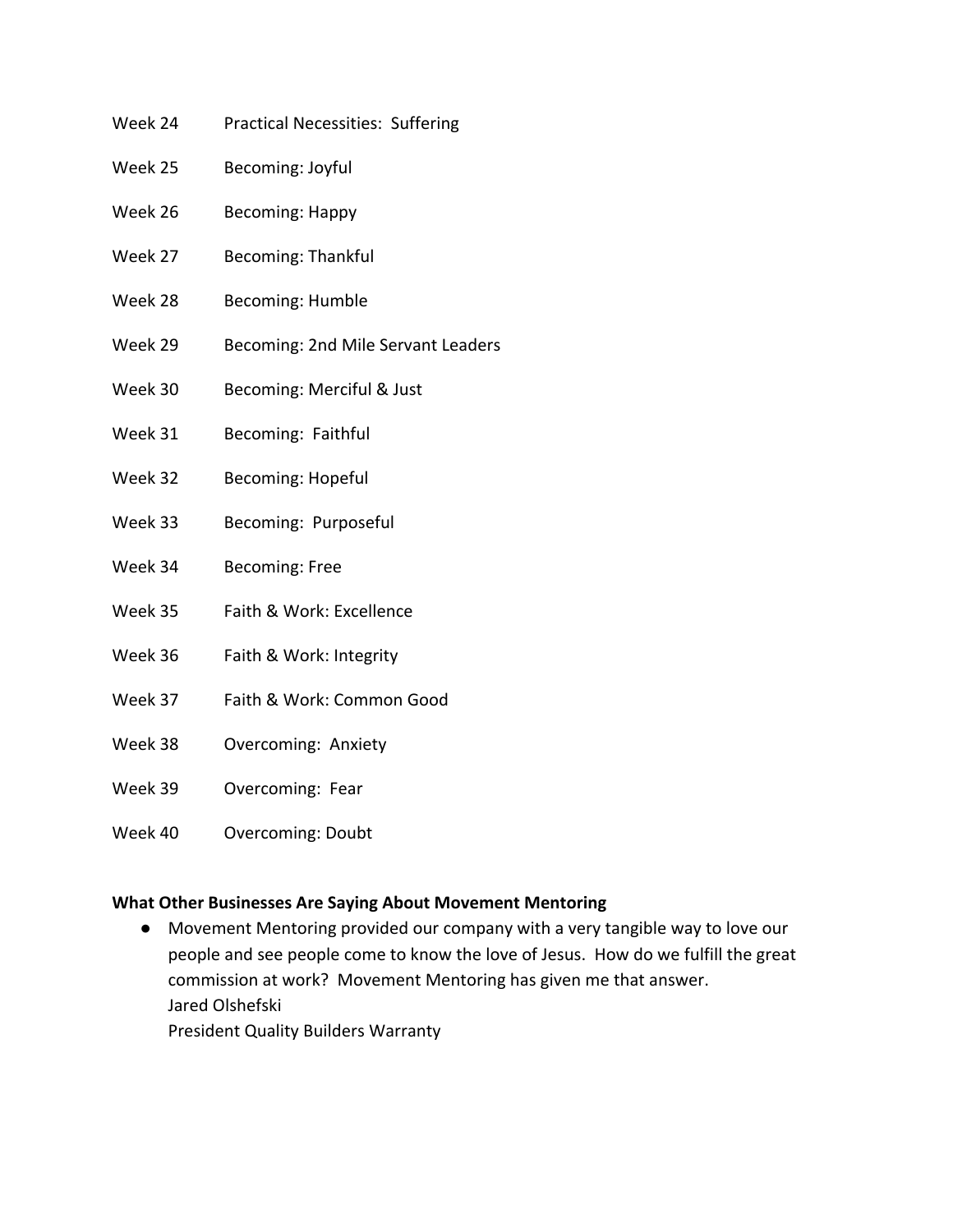Week 24 Practical Necessities: Suffering

Week 25 Becoming: Joyful

Week 26 Becoming: Happy

Week 27 Becoming: Thankful

Week 28 Becoming: Humble

Week 29 Becoming: 2nd Mile Servant Leaders

Week 30 Becoming: Merciful & Just

Week 31 Becoming: Faithful

Week 32 Becoming: Hopeful

Week 33 Becoming: Purposeful

Week 34 Becoming: Free

Week 35 Faith & Work: Excellence

Week 36 Faith & Work: Integrity

Week 37 Faith & Work: Common Good

Week 38 Overcoming: Anxiety

Week 39 Overcoming: Fear

Week 40 Overcoming: Doubt

**What Other Businesses Are Saying About Movement Mentoring**

- Movement Mentoring provided our company with a very tangible way to love our people and see people come to know the love of Jesus. How do we fulfill the great commission at work? Movement Mentoring has given me that answer.
  Jared Olshefski
  President Quality Builders Warranty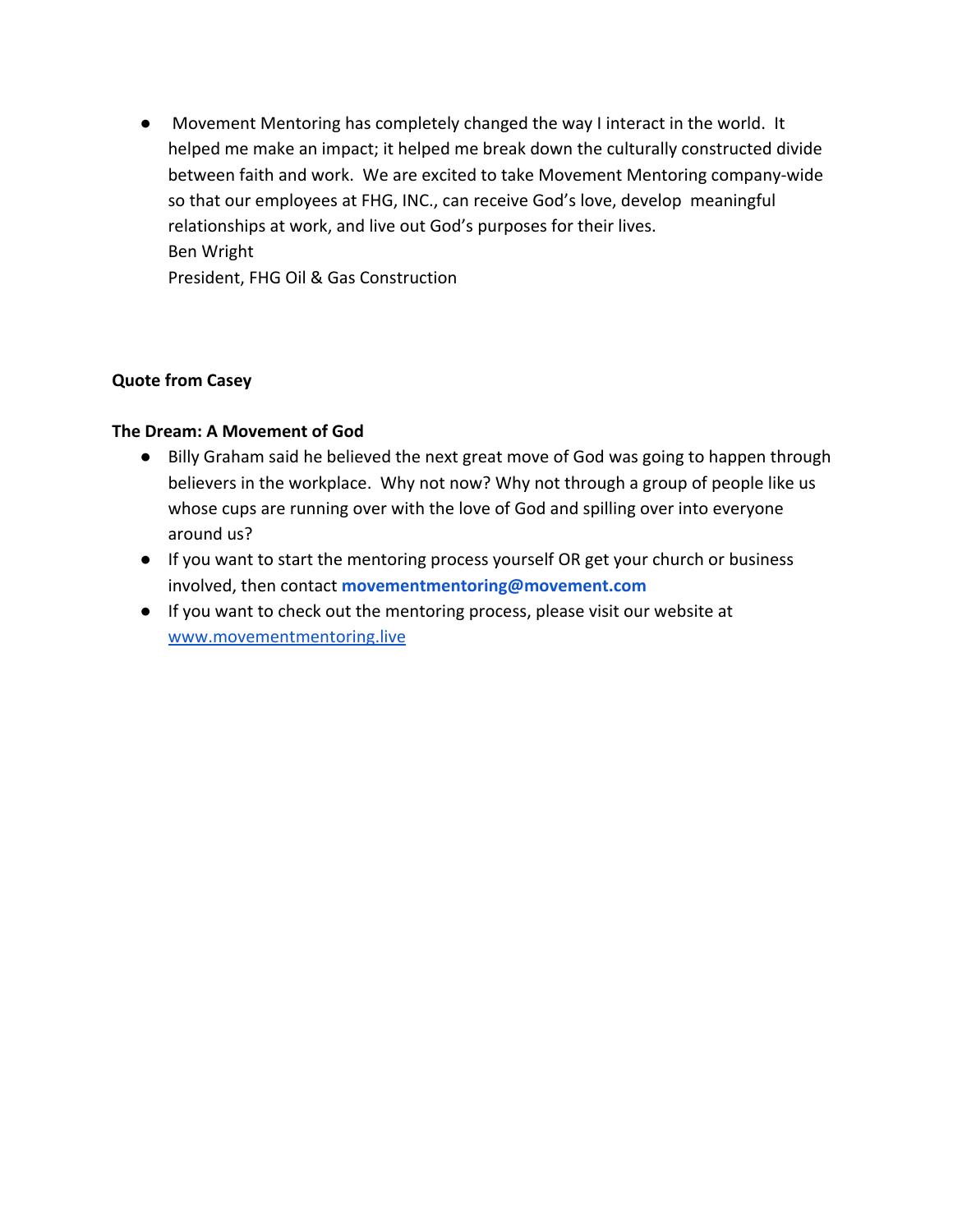- Movement Mentoring has completely changed the way I interact in the world. It helped me make an impact; it helped me break down the culturally constructed divide between faith and work. We are excited to take Movement Mentoring company-wide so that our employees at FHG, INC., can receive God's love, develop meaningful relationships at work, and live out God's purposes for their lives.
  Ben Wright
  President, FHG Oil & Gas Construction

**Quote from Casey**

**The Dream: A Movement of God**

- Billy Graham said he believed the next great move of God was going to happen through believers in the workplace. Why not now? Why not through a group of people like us whose cups are running over with the love of God and spilling over into everyone around us?
- If you want to start the mentoring process yourself OR get your church or business involved, then contact **movementmentoring@movement.com**
- If you want to check out the mentoring process, please visit our website at [www.movementmentoring.live](www.movementmentoring.live)